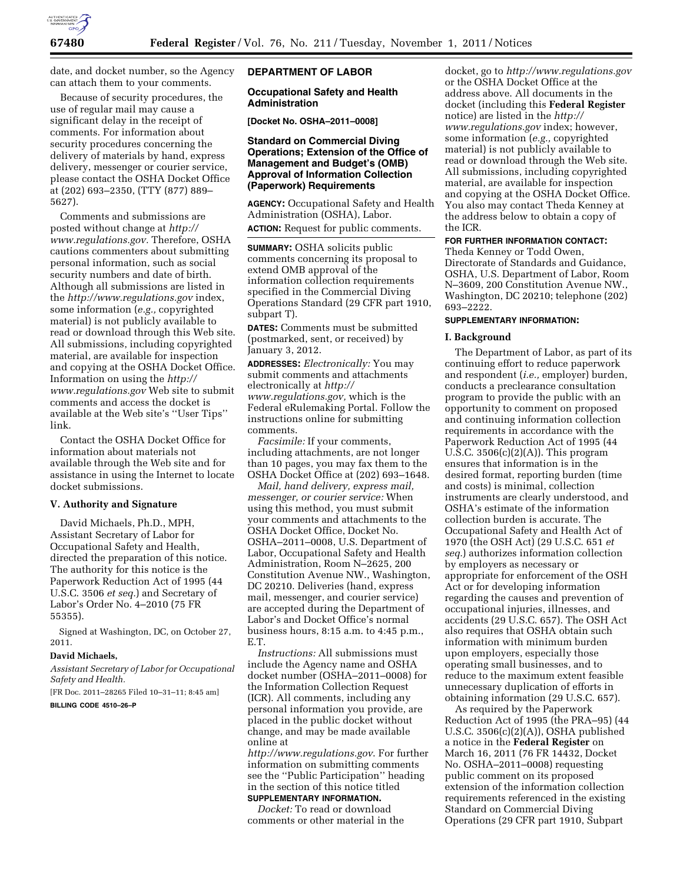date, and docket number, so the Agency can attach them to your comments.

Because of security procedures, the use of regular mail may cause a significant delay in the receipt of comments. For information about security procedures concerning the delivery of materials by hand, express delivery, messenger or courier service, please contact the OSHA Docket Office at (202) 693–2350, (TTY (877) 889–5627).

Comments and submissions are posted without change at *http://www.regulations.gov*. Therefore, OSHA cautions commenters about submitting personal information, such as social security numbers and date of birth. Although all submissions are listed in the *http://www.regulations.gov* index, some information (*e.g.,* copyrighted material) is not publicly available to read or download through this Web site. All submissions, including copyrighted material, are available for inspection and copying at the OSHA Docket Office. Information on using the *http://www.regulations.gov* Web site to submit comments and access the docket is available at the Web site's ''User Tips'' link.

Contact the OSHA Docket Office for information about materials not available through the Web site and for assistance in using the Internet to locate docket submissions.

### V. Authority and Signature

David Michaels, Ph.D., MPH, Assistant Secretary of Labor for Occupational Safety and Health, directed the preparation of this notice. The authority for this notice is the Paperwork Reduction Act of 1995 (44 U.S.C. 3506 *et seq.*) and Secretary of Labor's Order No. 4–2010 (75 FR 55355).

Signed at Washington, DC, on October 27, 2011.

**David Michaels,**

*Assistant Secretary of Labor for Occupational Safety and Health.*

[FR Doc. 2011–28265 Filed 10–31–11; 8:45 am]

**BILLING CODE 4510–26–P**

## DEPARTMENT OF LABOR

### Occupational Safety and Health Administration

**[Docket No. OSHA–2011–0008]**

### Standard on Commercial Diving Operations; Extension of the Office of Management and Budget's (OMB) Approval of Information Collection (Paperwork) Requirements

**AGENCY:** Occupational Safety and Health Administration (OSHA), Labor.

**ACTION:** Request for public comments.

**SUMMARY:** OSHA solicits public comments concerning its proposal to extend OMB approval of the information collection requirements specified in the Commercial Diving Operations Standard (29 CFR part 1910, subpart T).

**DATES:** Comments must be submitted (postmarked, sent, or received) by January 3, 2012.

**ADDRESSES:** *Electronically:* You may submit comments and attachments electronically at *http://www.regulations.gov,* which is the Federal eRulemaking Portal. Follow the instructions online for submitting comments.

*Facsimile:* If your comments, including attachments, are not longer than 10 pages, you may fax them to the OSHA Docket Office at (202) 693–1648.

*Mail, hand delivery, express mail, messenger, or courier service:* When using this method, you must submit your comments and attachments to the OSHA Docket Office, Docket No. OSHA–2011–0008, U.S. Department of Labor, Occupational Safety and Health Administration, Room N–2625, 200 Constitution Avenue NW., Washington, DC 20210. Deliveries (hand, express mail, messenger, and courier service) are accepted during the Department of Labor's and Docket Office's normal business hours, 8:15 a.m. to 4:45 p.m., E.T.

*Instructions:* All submissions must include the Agency name and OSHA docket number (OSHA–2011–0008) for the Information Collection Request (ICR). All comments, including any personal information you provide, are placed in the public docket without change, and may be made available online at *http://www.regulations.gov*. For further information on submitting comments see the ''Public Participation'' heading in the section of this notice titled **SUPPLEMENTARY INFORMATION.**

*Docket:* To read or download comments or other material in the docket, go to *http://www.regulations.gov* or the OSHA Docket Office at the address above. All documents in the docket (including this **Federal Register** notice) are listed in the *http://www.regulations.gov* index; however, some information (*e.g.,* copyrighted material) is not publicly available to read or download through the Web site. All submissions, including copyrighted material, are available for inspection and copying at the OSHA Docket Office. You also may contact Theda Kenney at the address below to obtain a copy of the ICR.

**FOR FURTHER INFORMATION CONTACT:** Theda Kenney or Todd Owen, Directorate of Standards and Guidance, OSHA, U.S. Department of Labor, Room N–3609, 200 Constitution Avenue NW., Washington, DC 20210; telephone (202) 693–2222.

**SUPPLEMENTARY INFORMATION:**

### I. Background

The Department of Labor, as part of its continuing effort to reduce paperwork and respondent (*i.e.,* employer) burden, conducts a preclearance consultation program to provide the public with an opportunity to comment on proposed and continuing information collection requirements in accordance with the Paperwork Reduction Act of 1995 (44 U.S.C. 3506(c)(2)(A)). This program ensures that information is in the desired format, reporting burden (time and costs) is minimal, collection instruments are clearly understood, and OSHA's estimate of the information collection burden is accurate. The Occupational Safety and Health Act of 1970 (the OSH Act) (29 U.S.C. 651 *et seq.*) authorizes information collection by employers as necessary or appropriate for enforcement of the OSH Act or for developing information regarding the causes and prevention of occupational injuries, illnesses, and accidents (29 U.S.C. 657). The OSH Act also requires that OSHA obtain such information with minimum burden upon employers, especially those operating small businesses, and to reduce to the maximum extent feasible unnecessary duplication of efforts in obtaining information (29 U.S.C. 657).

As required by the Paperwork Reduction Act of 1995 (the PRA–95) (44 U.S.C. 3506(c)(2)(A)), OSHA published a notice in the **Federal Register** on March 16, 2011 (76 FR 14432, Docket No. OSHA–2011–0008) requesting public comment on its proposed extension of the information collection requirements referenced in the existing Standard on Commercial Diving Operations (29 CFR part 1910, Subpart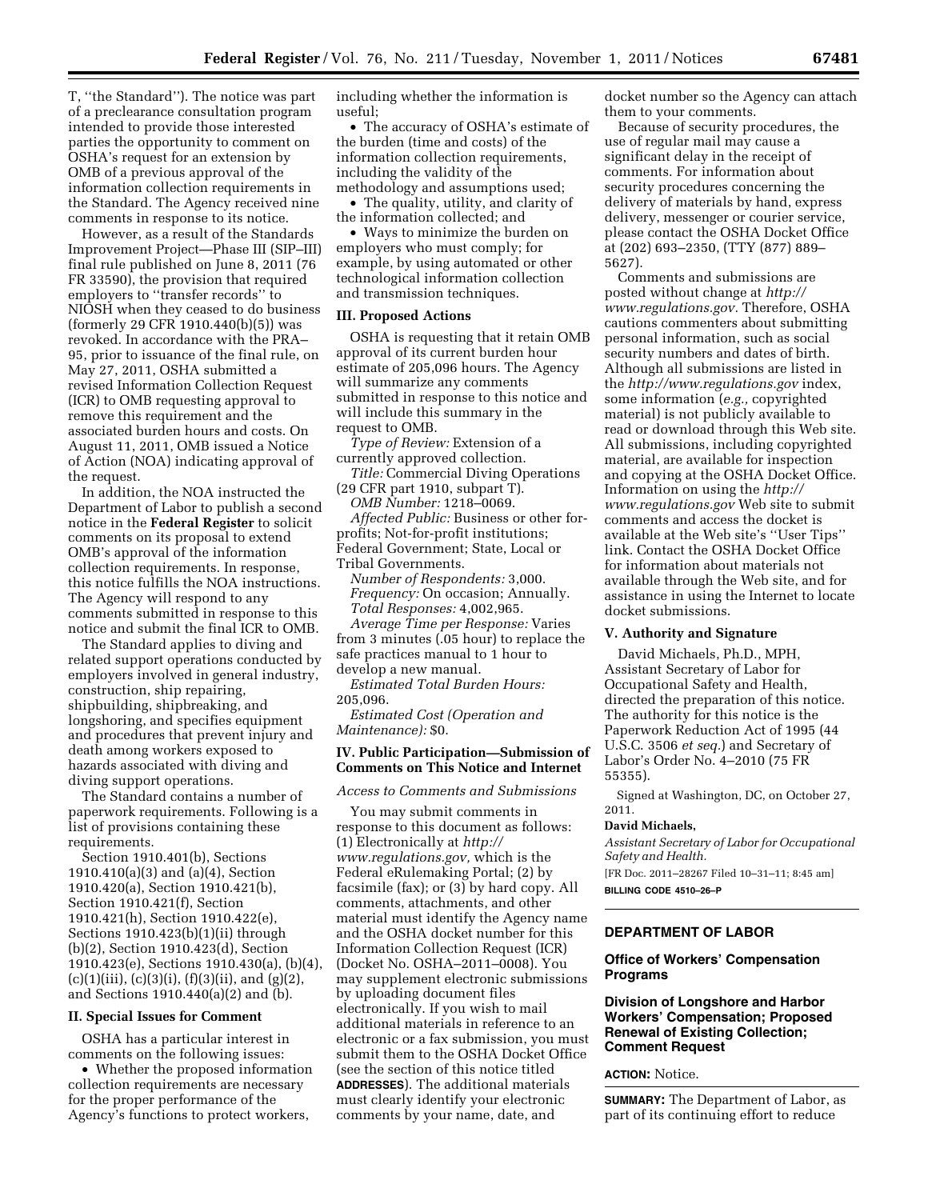T, ''the Standard''). The notice was part of a preclearance consultation program intended to provide those interested parties the opportunity to comment on OSHA's request for an extension by OMB of a previous approval of the information collection requirements in the Standard. The Agency received nine comments in response to its notice.

However, as a result of the Standards Improvement Project—Phase III (SIP–III) final rule published on June 8, 2011 (76 FR 33590), the provision that required employers to ''transfer records'' to NIOSH when they ceased to do business (formerly 29 CFR 1910.440(b)(5)) was revoked. In accordance with the PRA–95, prior to issuance of the final rule, on May 27, 2011, OSHA submitted a revised Information Collection Request (ICR) to OMB requesting approval to remove this requirement and the associated burden hours and costs. On August 11, 2011, OMB issued a Notice of Action (NOA) indicating approval of the request.

In addition, the NOA instructed the Department of Labor to publish a second notice in the **Federal Register** to solicit comments on its proposal to extend OMB's approval of the information collection requirements. In response, this notice fulfills the NOA instructions. The Agency will respond to any comments submitted in response to this notice and submit the final ICR to OMB.

The Standard applies to diving and related support operations conducted by employers involved in general industry, construction, ship repairing, shipbuilding, shipbreaking, and longshoring, and specifies equipment and procedures that prevent injury and death among workers exposed to hazards associated with diving and diving support operations.

The Standard contains a number of paperwork requirements. Following is a list of provisions containing these requirements.

Section 1910.401(b), Sections 1910.410(a)(3) and (a)(4), Section 1910.420(a), Section 1910.421(b), Section 1910.421(f), Section 1910.421(h), Section 1910.422(e), Sections 1910.423(b)(1)(ii) through (b)(2), Section 1910.423(d), Section 1910.423(e), Sections 1910.430(a), (b)(4), (c)(1)(iii), (c)(3)(i), (f)(3)(ii), and (g)(2), and Sections 1910.440(a)(2) and (b).

## II. Special Issues for Comment

OSHA has a particular interest in comments on the following issues:

- Whether the proposed information collection requirements are necessary for the proper performance of the Agency's functions to protect workers, including whether the information is useful;
- The accuracy of OSHA's estimate of the burden (time and costs) of the information collection requirements, including the validity of the methodology and assumptions used;
- The quality, utility, and clarity of the information collected; and
- Ways to minimize the burden on employers who must comply; for example, by using automated or other technological information collection and transmission techniques.

## III. Proposed Actions

OSHA is requesting that it retain OMB approval of its current burden hour estimate of 205,096 hours. The Agency will summarize any comments submitted in response to this notice and will include this summary in the request to OMB.

*Type of Review:* Extension of a currently approved collection.

*Title:* Commercial Diving Operations (29 CFR part 1910, subpart T).

*OMB Number:* 1218–0069.

*Affected Public:* Business or other for-profits; Not-for-profit institutions; Federal Government; State, Local or Tribal Governments.

*Number of Respondents:* 3,000.

*Frequency:* On occasion; Annually.

*Total Responses:* 4,002,965.

*Average Time per Response:* Varies from 3 minutes (.05 hour) to replace the safe practices manual to 1 hour to develop a new manual.

*Estimated Total Burden Hours:* 205,096.

*Estimated Cost (Operation and Maintenance):* $0.

## IV. Public Participation—Submission of Comments on This Notice and Internet

### *Access to Comments and Submissions*

You may submit comments in response to this document as follows: (1) Electronically at *http://www.regulations.gov,* which is the Federal eRulemaking Portal; (2) by facsimile (fax); or (3) by hard copy. All comments, attachments, and other material must identify the Agency name and the OSHA docket number for this Information Collection Request (ICR) (Docket No. OSHA–2011–0008). You may supplement electronic submissions by uploading document files electronically. If you wish to mail additional materials in reference to an electronic or a fax submission, you must submit them to the OSHA Docket Office (see the section of this notice titled **ADDRESSES**). The additional materials must clearly identify your electronic comments by your name, date, and docket number so the Agency can attach them to your comments.

Because of security procedures, the use of regular mail may cause a significant delay in the receipt of comments. For information about security procedures concerning the delivery of materials by hand, express delivery, messenger or courier service, please contact the OSHA Docket Office at (202) 693–2350, (TTY (877) 889–5627).

Comments and submissions are posted without change at *http://www.regulations.gov.* Therefore, OSHA cautions commenters about submitting personal information, such as social security numbers and dates of birth. Although all submissions are listed in the *http://www.regulations.gov* index, some information (*e.g.,* copyrighted material) is not publicly available to read or download through this Web site. All submissions, including copyrighted material, are available for inspection and copying at the OSHA Docket Office. Information on using the *http://www.regulations.gov* Web site to submit comments and access the docket is available at the Web site's ''User Tips'' link. Contact the OSHA Docket Office for information about materials not available through the Web site, and for assistance in using the Internet to locate docket submissions.

## V. Authority and Signature

David Michaels, Ph.D., MPH, Assistant Secretary of Labor for Occupational Safety and Health, directed the preparation of this notice. The authority for this notice is the Paperwork Reduction Act of 1995 (44 U.S.C. 3506 *et seq.*) and Secretary of Labor's Order No. 4–2010 (75 FR 55355).

Signed at Washington, DC, on October 27, 2011.

**David Michaels,**

*Assistant Secretary of Labor for Occupational Safety and Health.*

[FR Doc. 2011–28267 Filed 10–31–11; 8:45 am]

**BILLING CODE 4510–26–P**

---

# DEPARTMENT OF LABOR

## Office of Workers' Compensation Programs

## Division of Longshore and Harbor Workers' Compensation; Proposed Renewal of Existing Collection; Comment Request

**ACTION:** Notice.

**SUMMARY:** The Department of Labor, as part of its continuing effort to reduce